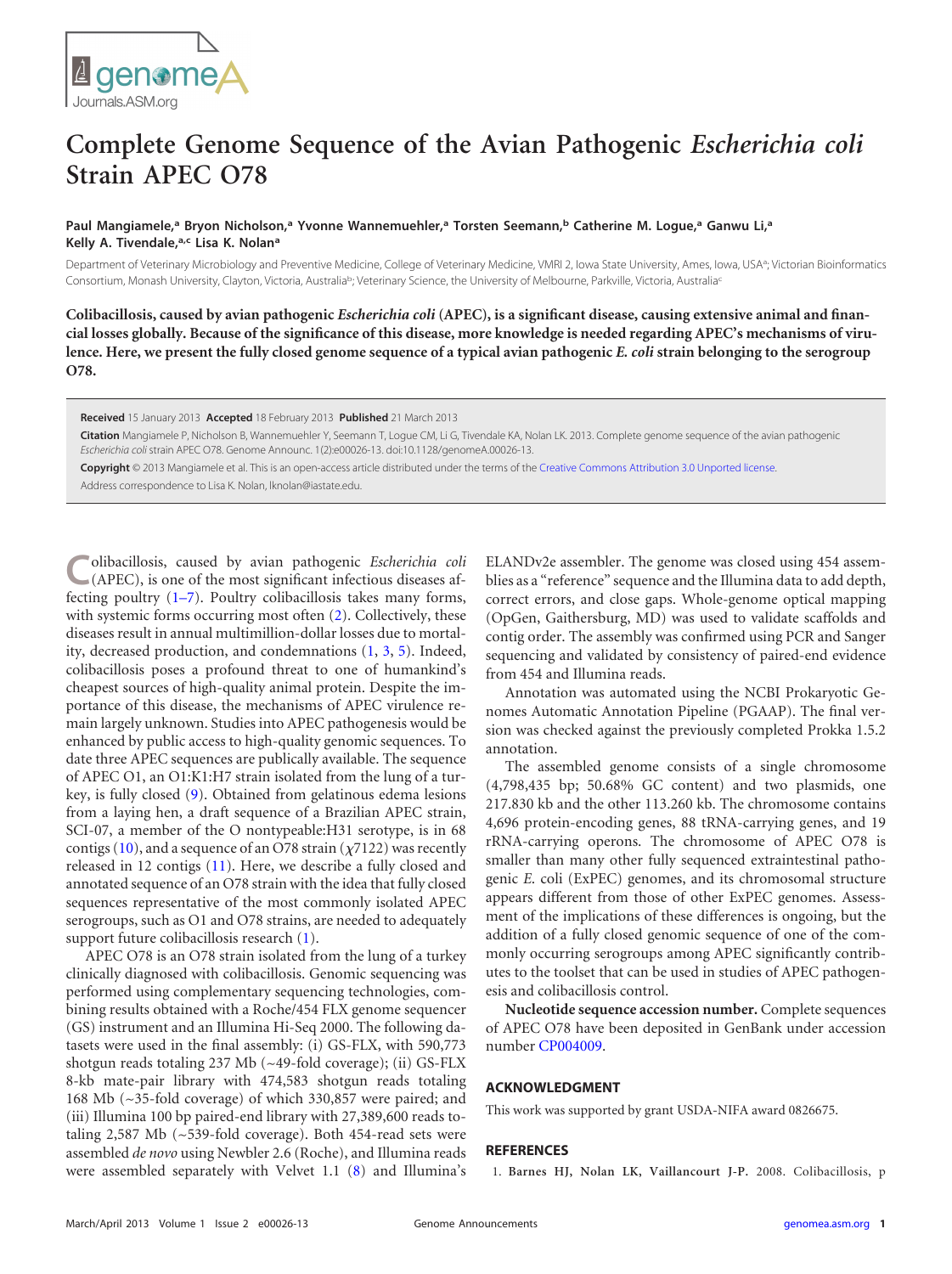# Complete Genome Sequence of the Avian Pathogenic *Escherichia coli* Strain APEC O78

**Paul Mangiamele,[a] Bryon Nicholson,[a] Yvonne Wannemuehler,[a] Torsten Seemann,[b] Catherine M. Logue,[a] Ganwu Li,[a] Kelly A. Tivendale,[a,c] Lisa K. Nolan[a]**

Department of Veterinary Microbiology and Preventive Medicine, College of Veterinary Medicine, VMRI 2, Iowa State University, Ames, Iowa, USA[a]; Victorian Bioinformatics Consortium, Monash University, Clayton, Victoria, Australia[b]; Veterinary Science, the University of Melbourne, Parkville, Victoria, Australia[c]

**Colibacillosis, caused by avian pathogenic *Escherichia coli* (APEC), is a significant disease, causing extensive animal and financial losses globally. Because of the significance of this disease, more knowledge is needed regarding APEC's mechanisms of virulence. Here, we present the fully closed genome sequence of a typical avian pathogenic *E. coli* strain belonging to the serogroup O78.**

**Received** 15 January 2013 **Accepted** 18 February 2013 **Published** 21 March 2013

**Citation** Mangiamele P, Nicholson B, Wannemuehler Y, Seemann T, Logue CM, Li G, Tivendale KA, Nolan LK. 2013. Complete genome sequence of the avian pathogenic *Escherichia coli* strain APEC O78. Genome Announc. 1(2):e00026-13. doi:10.1128/genomeA.00026-13.

**Copyright** © 2013 Mangiamele et al. This is an open-access article distributed under the terms of the Creative Commons Attribution 3.0 Unported license.

Address correspondence to Lisa K. Nolan, lknolan@iastate.edu.

Colibacillosis, caused by avian pathogenic *Escherichia coli* (APEC), is one of the most significant infectious diseases affecting poultry (1–7). Poultry colibacillosis takes many forms, with systemic forms occurring most often (2). Collectively, these diseases result in annual multimillion-dollar losses due to mortality, decreased production, and condemnations (1, 3, 5). Indeed, colibacillosis poses a profound threat to one of humankind's cheapest sources of high-quality animal protein. Despite the importance of this disease, the mechanisms of APEC virulence remain largely unknown. Studies into APEC pathogenesis would be enhanced by public access to high-quality genomic sequences. To date three APEC sequences are publically available. The sequence of APEC O1, an O1:K1:H7 strain isolated from the lung of a turkey, is fully closed (9). Obtained from gelatinous edema lesions from a laying hen, a draft sequence of a Brazilian APEC strain, SCI-07, a member of the O nontypeable:H31 serotype, is in 68 contigs (10), and a sequence of an O78 strain ($\chi$7122) was recently released in 12 contigs (11). Here, we describe a fully closed and annotated sequence of an O78 strain with the idea that fully closed sequences representative of the most commonly isolated APEC serogroups, such as O1 and O78 strains, are needed to adequately support future colibacillosis research (1).

APEC O78 is an O78 strain isolated from the lung of a turkey clinically diagnosed with colibacillosis. Genomic sequencing was performed using complementary sequencing technologies, combining results obtained with a Roche/454 FLX genome sequencer (GS) instrument and an Illumina Hi-Seq 2000. The following datasets were used in the final assembly: (i) GS-FLX, with 590,773 shotgun reads totaling 237 Mb (~49-fold coverage); (ii) GS-FLX 8-kb mate-pair library with 474,583 shotgun reads totaling 168 Mb (~35-fold coverage) of which 330,857 were paired; and (iii) Illumina 100 bp paired-end library with 27,389,600 reads totaling 2,587 Mb (~539-fold coverage). Both 454-read sets were assembled *de novo* using Newbler 2.6 (Roche), and Illumina reads were assembled separately with Velvet 1.1 (8) and Illumina's ELANDv2e assembler. The genome was closed using 454 assemblies as a "reference" sequence and the Illumina data to add depth, correct errors, and close gaps. Whole-genome optical mapping (OpGen, Gaithersburg, MD) was used to validate scaffolds and contig order. The assembly was confirmed using PCR and Sanger sequencing and validated by consistency of paired-end evidence from 454 and Illumina reads.

Annotation was automated using the NCBI Prokaryotic Genomes Automatic Annotation Pipeline (PGAAP). The final version was checked against the previously completed Prokka 1.5.2 annotation.

The assembled genome consists of a single chromosome (4,798,435 bp; 50.68% GC content) and two plasmids, one 217.830 kb and the other 113.260 kb. The chromosome contains 4,696 protein-encoding genes, 88 tRNA-carrying genes, and 19 rRNA-carrying operons. The chromosome of APEC O78 is smaller than many other fully sequenced extraintestinal pathogenic *E.* coli (ExPEC) genomes, and its chromosomal structure appears different from those of other ExPEC genomes. Assessment of the implications of these differences is ongoing, but the addition of a fully closed genomic sequence of one of the commonly occurring serogroups among APEC significantly contributes to the toolset that can be used in studies of APEC pathogenesis and colibacillosis control.

**Nucleotide sequence accession number.** Complete sequences of APEC O78 have been deposited in GenBank under accession number CP004009.

## ACKNOWLEDGMENT

This work was supported by grant USDA-NIFA award 0826675.

## REFERENCES

1. **Barnes HJ, Nolan LK, Vaillancourt J-P.** 2008. Colibacillosis, p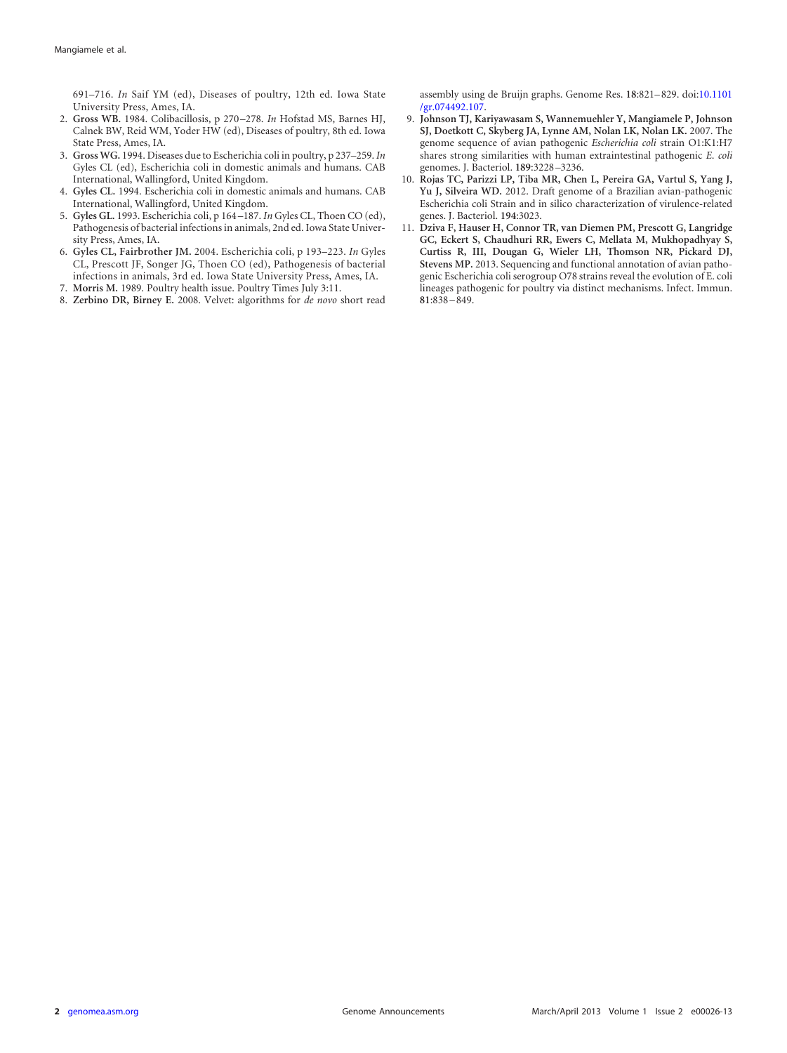691–716. *In* Saif YM (ed), Diseases of poultry, 12th ed. Iowa State University Press, Ames, IA.

2. **Gross WB.** 1984. Colibacillosis, p 270–278. *In* Hofstad MS, Barnes HJ, Calnek BW, Reid WM, Yoder HW (ed), Diseases of poultry, 8th ed. Iowa State Press, Ames, IA.
3. **Gross WG.** 1994. Diseases due to Escherichia coli in poultry, p 237–259. *In* Gyles CL (ed), Escherichia coli in domestic animals and humans. CAB International, Wallingford, United Kingdom.
4. **Gyles CL.** 1994. Escherichia coli in domestic animals and humans. CAB International, Wallingford, United Kingdom.
5. **Gyles GL.** 1993. Escherichia coli, p 164–187. *In* Gyles CL, Thoen CO (ed), Pathogenesis of bacterial infections in animals, 2nd ed. Iowa State University Press, Ames, IA.
6. **Gyles CL, Fairbrother JM.** 2004. Escherichia coli, p 193–223. *In* Gyles CL, Prescott JF, Songer JG, Thoen CO (ed), Pathogenesis of bacterial infections in animals, 3rd ed. Iowa State University Press, Ames, IA.
7. **Morris M.** 1989. Poultry health issue. Poultry Times July 3:11.
8. **Zerbino DR, Birney E.** 2008. Velvet: algorithms for *de novo* short read assembly using de Bruijn graphs. Genome Res. **18**:821–829. doi:10.1101/gr.074492.107.
9. **Johnson TJ, Kariyawasam S, Wannemuehler Y, Mangiamele P, Johnson SJ, Doetkott C, Skyberg JA, Lynne AM, Nolan LK, Nolan LK.** 2007. The genome sequence of avian pathogenic *Escherichia coli* strain O1:K1:H7 shares strong similarities with human extraintestinal pathogenic *E. coli* genomes. J. Bacteriol. **189**:3228–3236.
10. **Rojas TC, Parizzi LP, Tiba MR, Chen L, Pereira GA, Vartul S, Yang J, Yu J, Silveira WD.** 2012. Draft genome of a Brazilian avian-pathogenic Escherichia coli Strain and in silico characterization of virulence-related genes. J. Bacteriol. **194**:3023.
11. **Dziva F, Hauser H, Connor TR, van Diemen PM, Prescott G, Langridge GC, Eckert S, Chaudhuri RR, Ewers C, Mellata M, Mukhopadhyay S, Curtiss R, III, Dougan G, Wieler LH, Thomson NR, Pickard DJ, Stevens MP.** 2013. Sequencing and functional annotation of avian pathogenic Escherichia coli serogroup O78 strains reveal the evolution of E. coli lineages pathogenic for poultry via distinct mechanisms. Infect. Immun. **81**:838–849.